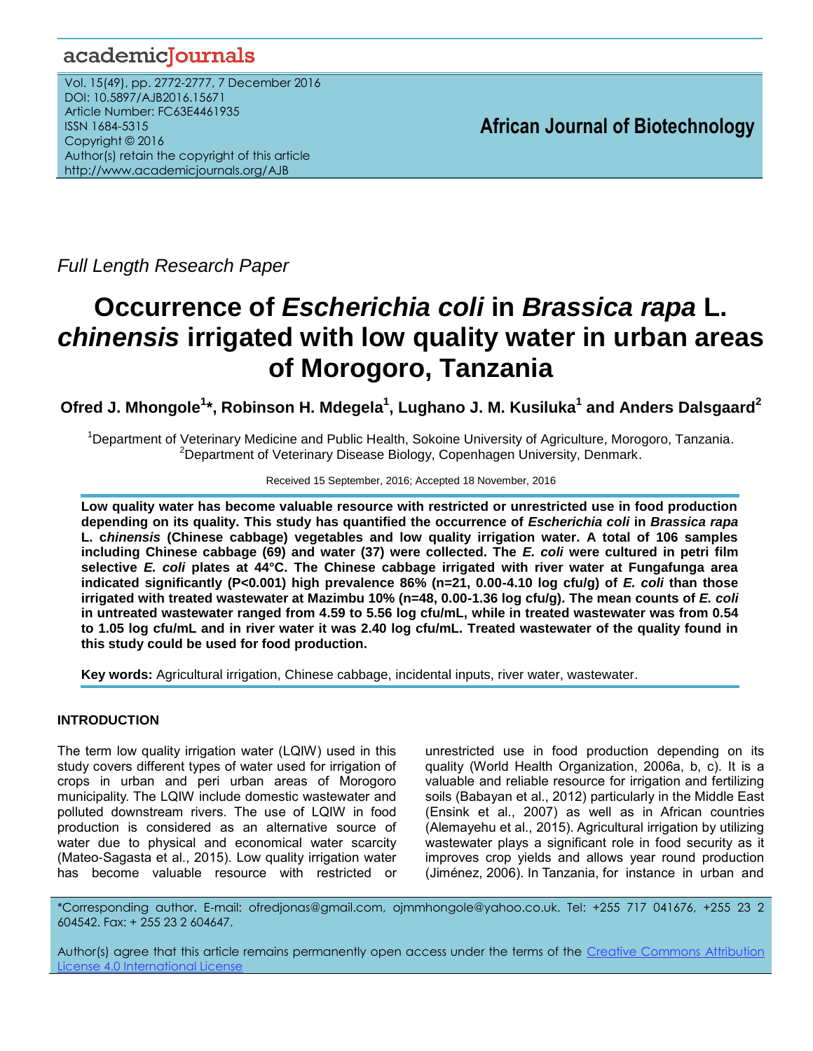Full Length Research Paper

# Occurrence of *Escherichia coli* in *Brassica rapa* L. *chinensis* irrigated with low quality water in urban areas of Morogoro, Tanzania

**Ofred J. Mhongole[1]\*, Robinson H. Mdegela[1], Lughano J. M. Kusiluka[1] and Anders Dalsgaard[2]**

[1]Department of Veterinary Medicine and Public Health, Sokoine University of Agriculture, Morogoro, Tanzania.
[2]Department of Veterinary Disease Biology, Copenhagen University, Denmark.

Received 15 September, 2016; Accepted 18 November, 2016

**Low quality water has become valuable resource with restricted or unrestricted use in food production depending on its quality. This study has quantified the occurrence of *Escherichia coli* in *Brassica rapa* L. *chinensis* (Chinese cabbage) vegetables and low quality irrigation water. A total of 106 samples including Chinese cabbage (69) and water (37) were collected. The *E. coli* were cultured in petri film selective *E. coli* plates at 44°C. The Chinese cabbage irrigated with river water at Fungafunga area indicated significantly (P<0.001) high prevalence 86% (n=21, 0.00-4.10 log cfu/g) of *E. coli* than those irrigated with treated wastewater at Mazimbu 10% (n=48, 0.00-1.36 log cfu/g). The mean counts of *E. coli* in untreated wastewater ranged from 4.59 to 5.56 log cfu/mL, while in treated wastewater was from 0.54 to 1.05 log cfu/mL and in river water it was 2.40 log cfu/mL. Treated wastewater of the quality found in this study could be used for food production.**

**Key words:** Agricultural irrigation, Chinese cabbage, incidental inputs, river water, wastewater.

## INTRODUCTION

The term low quality irrigation water (LQIW) used in this study covers different types of water used for irrigation of crops in urban and peri urban areas of Morogoro municipality. The LQIW include domestic wastewater and polluted downstream rivers. The use of LQIW in food production is considered as an alternative source of water due to physical and economical water scarcity (Mateo-Sagasta et al., 2015). Low quality irrigation water has become valuable resource with restricted or unrestricted use in food production depending on its quality (World Health Organization, 2006a, b, c). It is a valuable and reliable resource for irrigation and fertilizing soils (Babayan et al., 2012) particularly in the Middle East (Ensink et al., 2007) as well as in African countries (Alemayehu et al., 2015). Agricultural irrigation by utilizing wastewater plays a significant role in food security as it improves crop yields and allows year round production (Jiménez, 2006). In Tanzania, for instance in urban and

\*Corresponding author. E-mail: ofredjonas@gmail.com, ojmmhongole@yahoo.co.uk. Tel: +255 717 041676, +255 23 2 604542. Fax: + 255 23 2 604647.

Author(s) agree that this article remains permanently open access under the terms of the Creative Commons Attribution License 4.0 International License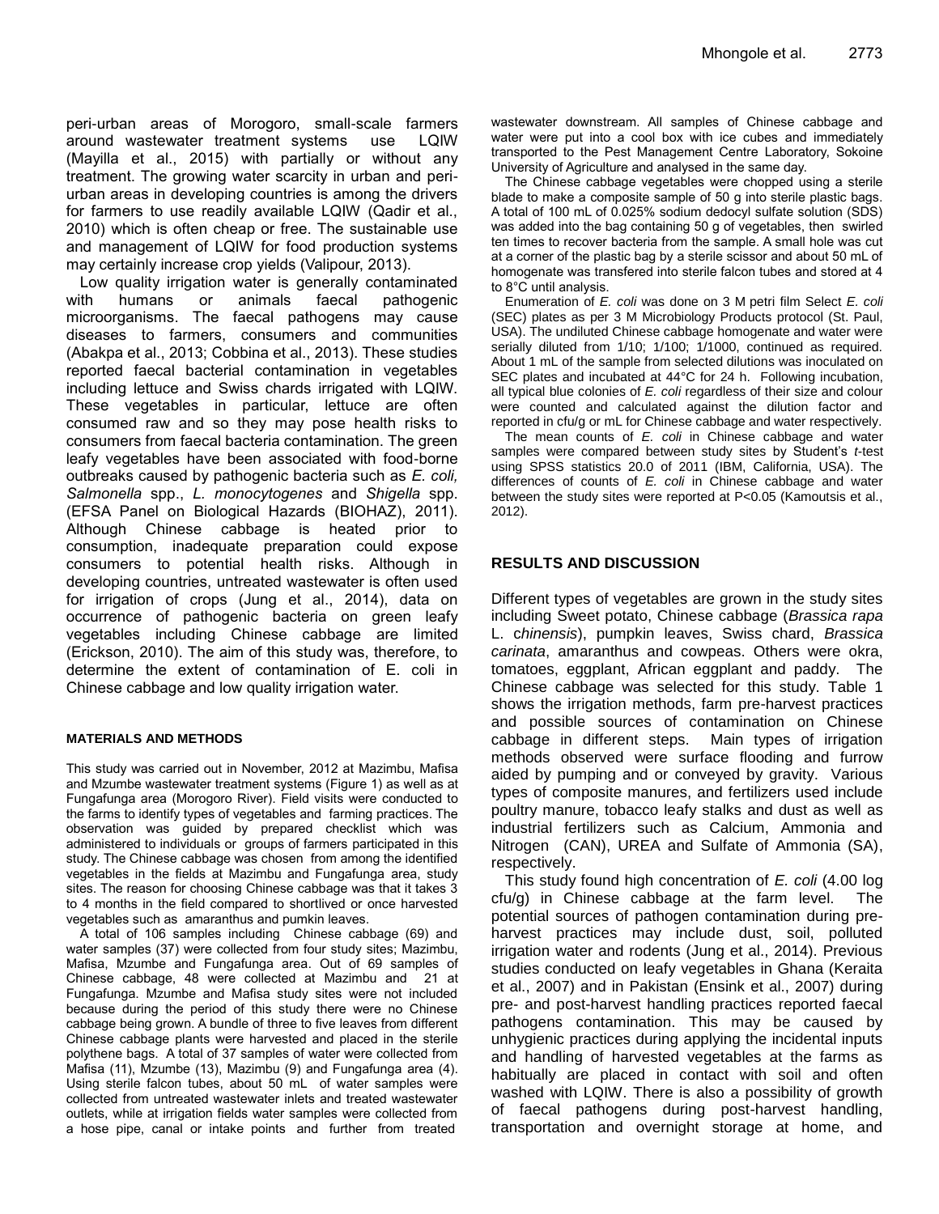peri-urban areas of Morogoro, small-scale farmers around wastewater treatment systems use LQIW (Mayilla et al., 2015) with partially or without any treatment. The growing water scarcity in urban and peri-urban areas in developing countries is among the drivers for farmers to use readily available LQIW (Qadir et al., 2010) which is often cheap or free. The sustainable use and management of LQIW for food production systems may certainly increase crop yields (Valipour, 2013).

Low quality irrigation water is generally contaminated with humans or animals faecal pathogenic microorganisms. The faecal pathogens may cause diseases to farmers, consumers and communities (Abakpa et al., 2013; Cobbina et al., 2013). These studies reported faecal bacterial contamination in vegetables including lettuce and Swiss chards irrigated with LQIW. These vegetables in particular, lettuce are often consumed raw and so they may pose health risks to consumers from faecal bacteria contamination. The green leafy vegetables have been associated with food-borne outbreaks caused by pathogenic bacteria such as *E. coli, Salmonella* spp., *L. monocytogenes* and *Shigella* spp. (EFSA Panel on Biological Hazards (BIOHAZ), 2011). Although Chinese cabbage is heated prior to consumption, inadequate preparation could expose consumers to potential health risks. Although in developing countries, untreated wastewater is often used for irrigation of crops (Jung et al., 2014), data on occurrence of pathogenic bacteria on green leafy vegetables including Chinese cabbage are limited (Erickson, 2010). The aim of this study was, therefore, to determine the extent of contamination of E. coli in Chinese cabbage and low quality irrigation water.

## MATERIALS AND METHODS

This study was carried out in November, 2012 at Mazimbu, Mafisa and Mzumbe wastewater treatment systems (Figure 1) as well as at Fungafunga area (Morogoro River). Field visits were conducted to the farms to identify types of vegetables and farming practices. The observation was guided by prepared checklist which was administered to individuals or groups of farmers participated in this study. The Chinese cabbage was chosen from among the identified vegetables in the fields at Mazimbu and Fungafunga area, study sites. The reason for choosing Chinese cabbage was that it takes 3 to 4 months in the field compared to shortlived or once harvested vegetables such as amaranthus and pumkin leaves.

A total of 106 samples including Chinese cabbage (69) and water samples (37) were collected from four study sites; Mazimbu, Mafisa, Mzumbe and Fungafunga area. Out of 69 samples of Chinese cabbage, 48 were collected at Mazimbu and 21 at Fungafunga. Mzumbe and Mafisa study sites were not included because during the period of this study there were no Chinese cabbage being grown. A bundle of three to five leaves from different Chinese cabbage plants were harvested and placed in the sterile polythene bags. A total of 37 samples of water were collected from Mafisa (11), Mzumbe (13), Mazimbu (9) and Fungafunga area (4). Using sterile falcon tubes, about 50 mL of water samples were collected from untreated wastewater inlets and treated wastewater outlets, while at irrigation fields water samples were collected from a hose pipe, canal or intake points and further from treated wastewater downstream. All samples of Chinese cabbage and water were put into a cool box with ice cubes and immediately transported to the Pest Management Centre Laboratory, Sokoine University of Agriculture and analysed in the same day.

The Chinese cabbage vegetables were chopped using a sterile blade to make a composite sample of 50 g into sterile plastic bags. A total of 100 mL of 0.025% sodium dedocyl sulfate solution (SDS) was added into the bag containing 50 g of vegetables, then swirled ten times to recover bacteria from the sample. A small hole was cut at a corner of the plastic bag by a sterile scissor and about 50 mL of homogenate was transfered into sterile falcon tubes and stored at 4 to 8°C until analysis.

Enumeration of *E. coli* was done on 3 M petri film Select *E. coli* (SEC) plates as per 3 M Microbiology Products protocol (St. Paul, USA). The undiluted Chinese cabbage homogenate and water were serially diluted from 1/10; 1/100; 1/1000, continued as required. About 1 mL of the sample from selected dilutions was inoculated on SEC plates and incubated at 44°C for 24 h. Following incubation, all typical blue colonies of *E. coli* regardless of their size and colour were counted and calculated against the dilution factor and reported in cfu/g or mL for Chinese cabbage and water respectively.

The mean counts of *E. coli* in Chinese cabbage and water samples were compared between study sites by Student's *t*-test using SPSS statistics 20.0 of 2011 (IBM, California, USA). The differences of counts of *E. coli* in Chinese cabbage and water between the study sites were reported at $P<0.05$ (Kamoutsis et al., 2012).

## RESULTS AND DISCUSSION

Different types of vegetables are grown in the study sites including Sweet potato, Chinese cabbage (*Brassica rapa* L. c*hinensis*), pumpkin leaves, Swiss chard, *Brassica carinata*, amaranthus and cowpeas. Others were okra, tomatoes, eggplant, African eggplant and paddy. The Chinese cabbage was selected for this study. Table 1 shows the irrigation methods, farm pre-harvest practices and possible sources of contamination on Chinese cabbage in different steps. Main types of irrigation methods observed were surface flooding and furrow aided by pumping and or conveyed by gravity. Various types of composite manures, and fertilizers used include poultry manure, tobacco leafy stalks and dust as well as industrial fertilizers such as Calcium, Ammonia and Nitrogen (CAN), UREA and Sulfate of Ammonia (SA), respectively.

This study found high concentration of *E. coli* (4.00 log cfu/g) in Chinese cabbage at the farm level. The potential sources of pathogen contamination during pre-harvest practices may include dust, soil, polluted irrigation water and rodents (Jung et al., 2014). Previous studies conducted on leafy vegetables in Ghana (Keraita et al., 2007) and in Pakistan (Ensink et al., 2007) during pre- and post-harvest handling practices reported faecal pathogens contamination. This may be caused by unhygienic practices during applying the incidental inputs and handling of harvested vegetables at the farms as habitually are placed in contact with soil and often washed with LQIW. There is also a possibility of growth of faecal pathogens during post-harvest handling, transportation and overnight storage at home, and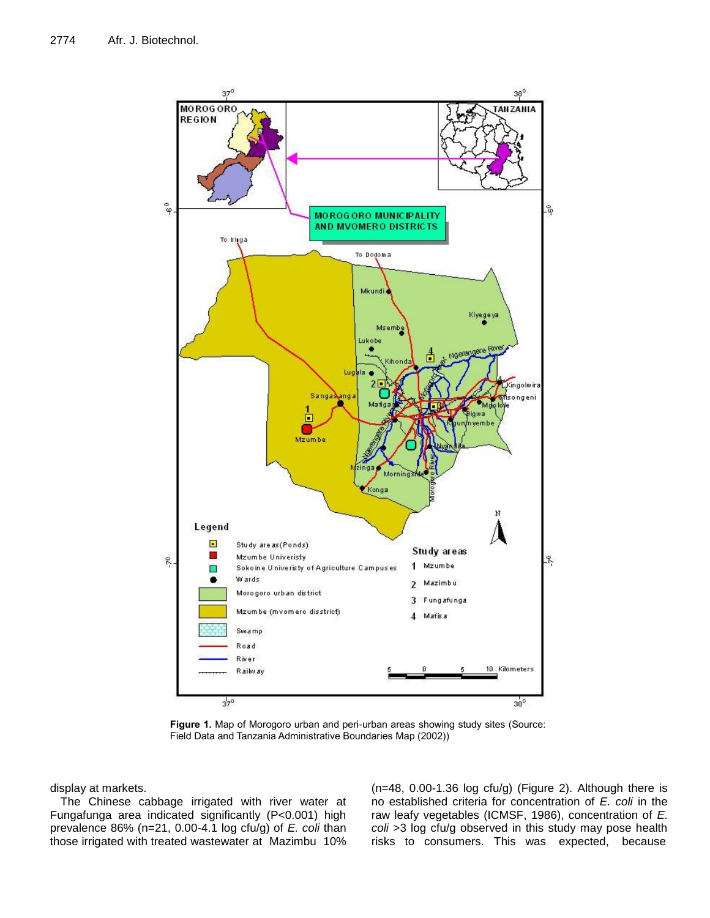**Figure 1.** Map of Morogoro urban and peri-urban areas showing study sites (Source: Field Data and Tanzania Administrative Boundaries Map (2002))

display at markets.

The Chinese cabbage irrigated with river water at Fungafunga area indicated significantly (P<0.001) high prevalence 86% (n=21, 0.00-4.1 log cfu/g) of *E. coli* than those irrigated with treated wastewater at Mazimbu 10% (n=48, 0.00-1.36 log cfu/g) (Figure 2). Although there is no established criteria for concentration of *E. coli* in the raw leafy vegetables (ICMSF, 1986), concentration of *E. coli* >3 log cfu/g observed in this study may pose health risks to consumers. This was expected, because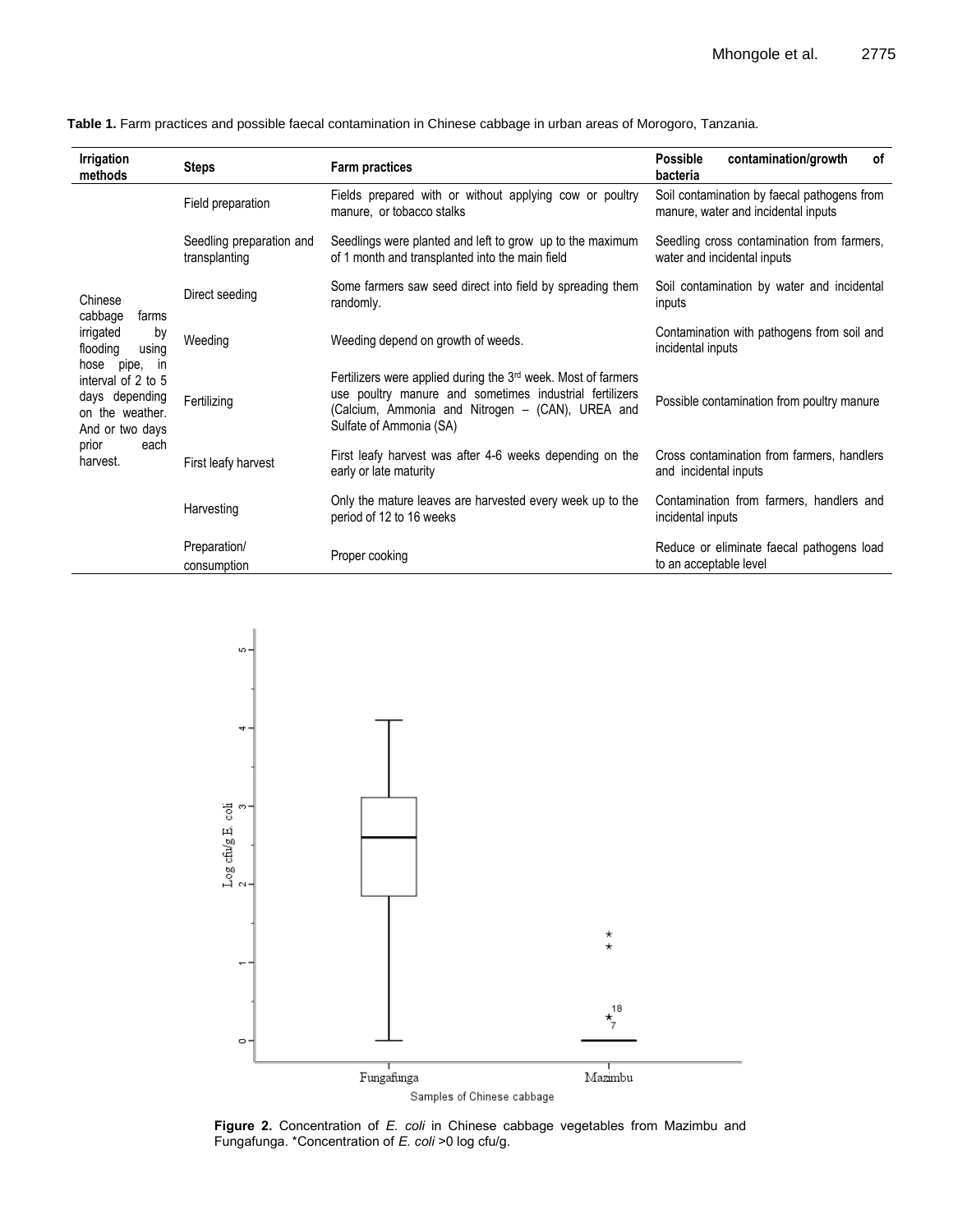**Table 1.** Farm practices and possible faecal contamination in Chinese cabbage in urban areas of Morogoro, Tanzania.

| Irrigation methods | Steps | Farm practices | Possible contamination/growth of bacteria |
|---|---|---|---|
| Chinese cabbage farms irrigated by flooding using hose pipe, in interval of 2 to 5 days depending on the weather. And or two days prior each harvest. | Field preparation | Fields prepared with or without applying cow or poultry manure, or tobacco stalks | Soil contamination by faecal pathogens from manure, water and incidental inputs |
| | Seedling preparation and transplanting | Seedlings were planted and left to grow up to the maximum of 1 month and transplanted into the main field | Seedling cross contamination from farmers, water and incidental inputs |
| | Direct seeding | Some farmers saw seed direct into field by spreading them randomly. | Soil contamination by water and incidental inputs |
| | Weeding | Weeding depend on growth of weeds. | Contamination with pathogens from soil and incidental inputs |
| | Fertilizing | Fertilizers were applied during the 3rd week. Most of farmers use poultry manure and sometimes industrial fertilizers (Calcium, Ammonia and Nitrogen – (CAN), UREA and Sulfate of Ammonia (SA) | Possible contamination from poultry manure |
| | First leafy harvest | First leafy harvest was after 4-6 weeks depending on the early or late maturity | Cross contamination from farmers, handlers and incidental inputs |
| | Harvesting | Only the mature leaves are harvested every week up to the period of 12 to 16 weeks | Contamination from farmers, handlers and incidental inputs |
| | Preparation/ consumption | Proper cooking | Reduce or eliminate faecal pathogens load to an acceptable level |

**Figure 2.** Concentration of *E. coli* in Chinese cabbage vegetables from Mazimbu and Fungafunga. *Concentration of *E. coli* >0 log cfu/g.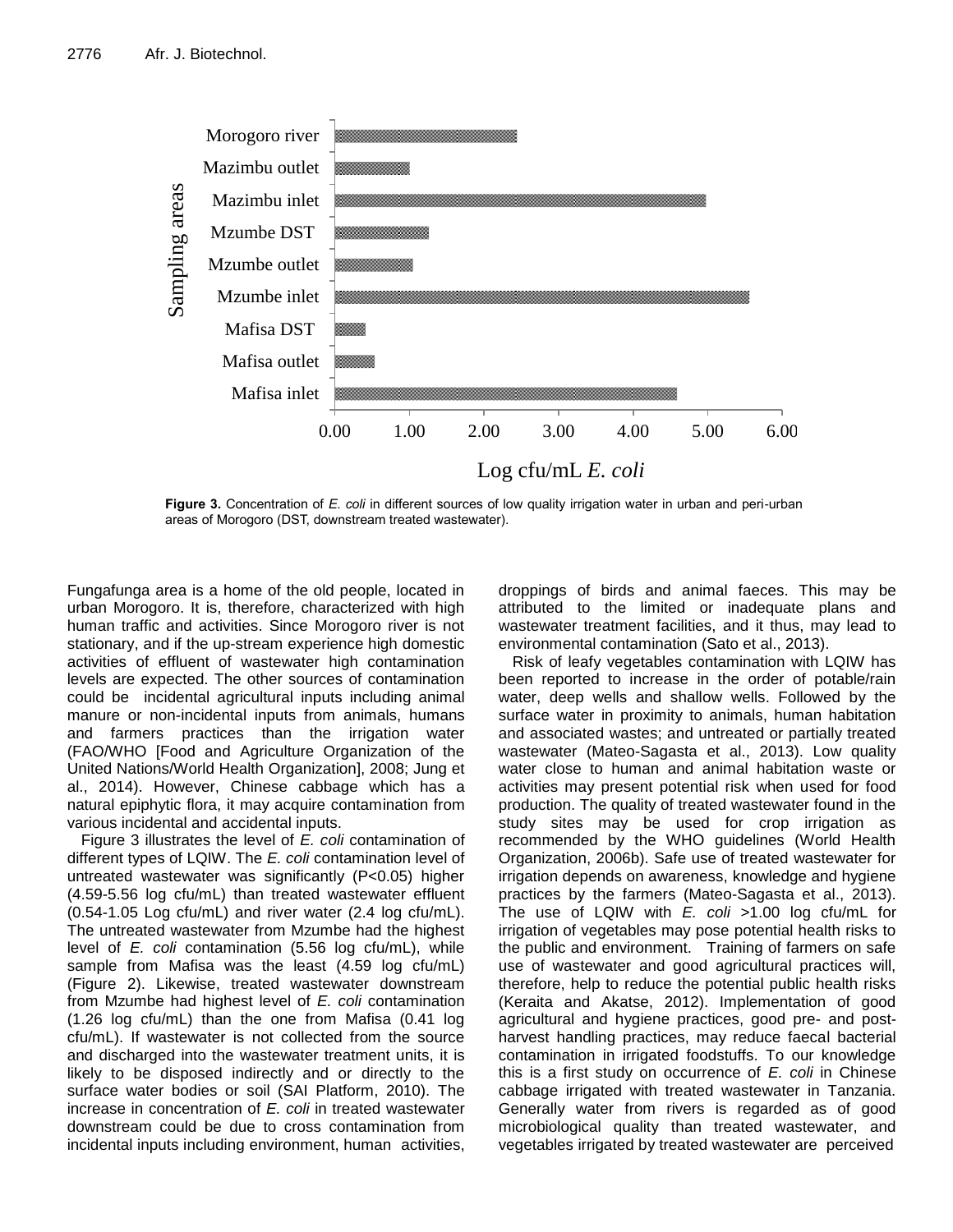Figure 3. Concentration of *E. coli* in different sources of low quality irrigation water in urban and peri-urban areas of Morogoro (DST, downstream treated wastewater).

Fungafunga area is a home of the old people, located in urban Morogoro. It is, therefore, characterized with high human traffic and activities. Since Morogoro river is not stationary, and if the up-stream experience high domestic activities of effluent of wastewater high contamination levels are expected. The other sources of contamination could be incidental agricultural inputs including animal manure or non-incidental inputs from animals, humans and farmers practices than the irrigation water (FAO/WHO [Food and Agriculture Organization of the United Nations/World Health Organization], 2008; Jung et al., 2014). However, Chinese cabbage which has a natural epiphytic flora, it may acquire contamination from various incidental and accidental inputs.

Figure 3 illustrates the level of *E. coli* contamination of different types of LQIW. The *E. coli* contamination level of untreated wastewater was significantly ($P<0.05$) higher (4.59-5.56 log cfu/mL) than treated wastewater effluent (0.54-1.05 Log cfu/mL) and river water (2.4 log cfu/mL). The untreated wastewater from Mzumbe had the highest level of *E. coli* contamination (5.56 log cfu/mL), while sample from Mafisa was the least (4.59 log cfu/mL) (Figure 2). Likewise, treated wastewater downstream from Mzumbe had highest level of *E. coli* contamination (1.26 log cfu/mL) than the one from Mafisa (0.41 log cfu/mL). If wastewater is not collected from the source and discharged into the wastewater treatment units, it is likely to be disposed indirectly and or directly to the surface water bodies or soil (SAI Platform, 2010). The increase in concentration of *E. coli* in treated wastewater downstream could be due to cross contamination from incidental inputs including environment, human activities, droppings of birds and animal faeces. This may be attributed to the limited or inadequate plans and wastewater treatment facilities, and it thus, may lead to environmental contamination (Sato et al., 2013).

Risk of leafy vegetables contamination with LQIW has been reported to increase in the order of potable/rain water, deep wells and shallow wells. Followed by the surface water in proximity to animals, human habitation and associated wastes; and untreated or partially treated wastewater (Mateo-Sagasta et al., 2013). Low quality water close to human and animal habitation waste or activities may present potential risk when used for food production. The quality of treated wastewater found in the study sites may be used for crop irrigation as recommended by the WHO guidelines (World Health Organization, 2006b). Safe use of treated wastewater for irrigation depends on awareness, knowledge and hygiene practices by the farmers (Mateo-Sagasta et al., 2013). The use of LQIW with *E. coli* >1.00 log cfu/mL for irrigation of vegetables may pose potential health risks to the public and environment. Training of farmers on safe use of wastewater and good agricultural practices will, therefore, help to reduce the potential public health risks (Keraita and Akatse, 2012). Implementation of good agricultural and hygiene practices, good pre- and post-harvest handling practices, may reduce faecal bacterial contamination in irrigated foodstuffs. To our knowledge this is a first study on occurrence of *E. coli* in Chinese cabbage irrigated with treated wastewater in Tanzania. Generally water from rivers is regarded as of good microbiological quality than treated wastewater, and vegetables irrigated by treated wastewater are perceived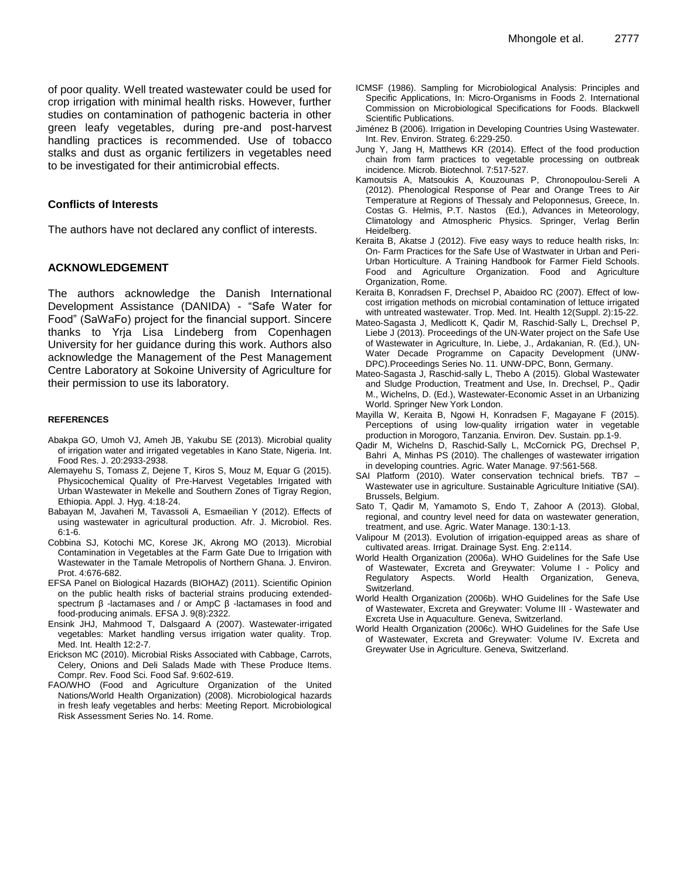of poor quality. Well treated wastewater could be used for crop irrigation with minimal health risks. However, further studies on contamination of pathogenic bacteria in other green leafy vegetables, during pre-and post-harvest handling practices is recommended. Use of tobacco stalks and dust as organic fertilizers in vegetables need to be investigated for their antimicrobial effects.

## Conflicts of Interests

The authors have not declared any conflict of interests.

## ACKNOWLEDGEMENT

The authors acknowledge the Danish International Development Assistance (DANIDA) - "Safe Water for Food" (SaWaFo) project for the financial support. Sincere thanks to Yrja Lisa Lindeberg from Copenhagen University for her guidance during this work. Authors also acknowledge the Management of the Pest Management Centre Laboratory at Sokoine University of Agriculture for their permission to use its laboratory.

## REFERENCES

Abakpa GO, Umoh VJ, Ameh JB, Yakubu SE (2013). Microbial quality of irrigation water and irrigated vegetables in Kano State, Nigeria. Int. Food Res. J. 20:2933-2938.

Alemayehu S, Tomass Z, Dejene T, Kiros S, Mouz M, Equar G (2015). Physicochemical Quality of Pre-Harvest Vegetables Irrigated with Urban Wastewater in Mekelle and Southern Zones of Tigray Region, Ethiopia. Appl. J. Hyg. 4:18-24.

Babayan M, Javaheri M, Tavassoli A, Esmaeilian Y (2012). Effects of using wastewater in agricultural production. Afr. J. Microbiol. Res. 6:1-6.

Cobbina SJ, Kotochi MC, Korese JK, Akrong MO (2013). Microbial Contamination in Vegetables at the Farm Gate Due to Irrigation with Wastewater in the Tamale Metropolis of Northern Ghana. J. Environ. Prot. 4:676-682.

EFSA Panel on Biological Hazards (BIOHAZ) (2011). Scientific Opinion on the public health risks of bacterial strains producing extended-spectrum β -lactamases and / or AmpC β -lactamases in food and food-producing animals. EFSA J. 9(8):2322.

Ensink JHJ, Mahmood T, Dalsgaard A (2007). Wastewater-irrigated vegetables: Market handling versus irrigation water quality. Trop. Med. Int. Health 12:2-7.

Erickson MC (2010). Microbial Risks Associated with Cabbage, Carrots, Celery, Onions and Deli Salads Made with These Produce Items. Compr. Rev. Food Sci. Food Saf. 9:602-619.

FAO/WHO (Food and Agriculture Organization of the United Nations/World Health Organization) (2008). Microbiological hazards in fresh leafy vegetables and herbs: Meeting Report. Microbiological Risk Assessment Series No. 14. Rome.

ICMSF (1986). Sampling for Microbiological Analysis: Principles and Specific Applications, In: Micro-Organisms in Foods 2. International Commission on Microbiological Specifications for Foods. Blackwell Scientific Publications.

Jiménez B (2006). Irrigation in Developing Countries Using Wastewater. Int. Rev. Environ. Strateg. 6:229-250.

Jung Y, Jang H, Matthews KR (2014). Effect of the food production chain from farm practices to vegetable processing on outbreak incidence. Microb. Biotechnol. 7:517-527.

Kamoutsis A, Matsoukis A, Kouzounas P, Chronopoulou-Sereli A (2012). Phenological Response of Pear and Orange Trees to Air Temperature at Regions of Thessaly and Peloponnesus, Greece, In. Costas G. Helmis, P.T. Nastos (Ed.), Advances in Meteorology, Climatology and Atmospheric Physics. Springer, Verlag Berlin Heidelberg.

Keraita B, Akatse J (2012). Five easy ways to reduce health risks, In: On- Farm Practices for the Safe Use of Wastwater in Urban and Peri-Urban Horticulture. A Training Handbook for Farmer Field Schools. Food and Agriculture Organization. Food and Agriculture Organization, Rome.

Keraita B, Konradsen F, Drechsel P, Abaidoo RC (2007). Effect of low-cost irrigation methods on microbial contamination of lettuce irrigated with untreated wastewater. Trop. Med. Int. Health 12(Suppl. 2):15-22.

Mateo-Sagasta J, Medlicott K, Qadir M, Raschid-Sally L, Drechsel P, Liebe J (2013). Proceedings of the UN-Water project on the Safe Use of Wastewater in Agriculture, In. Liebe, J., Ardakanian, R. (Ed.), UN-Water Decade Programme on Capacity Development (UNW-DPC).Proceedings Series No. 11. UNW-DPC, Bonn, Germany.

Mateo-Sagasta J, Raschid-sally L, Thebo A (2015). Global Wastewater and Sludge Production, Treatment and Use, In. Drechsel, P., Qadir M., Wichelns, D. (Ed.), Wastewater-Economic Asset in an Urbanizing World. Springer New York London.

Mayilla W, Keraita B, Ngowi H, Konradsen F, Magayane F (2015). Perceptions of using low-quality irrigation water in vegetable production in Morogoro, Tanzania. Environ. Dev. Sustain. pp.1-9.

Qadir M, Wichelns D, Raschid-Sally L, McCornick PG, Drechsel P, Bahri A, Minhas PS (2010). The challenges of wastewater irrigation in developing countries. Agric. Water Manage. 97:561-568.

SAI Platform (2010). Water conservation technical briefs. TB7 – Wastewater use in agriculture. Sustainable Agriculture Initiative (SAI). Brussels, Belgium.

Sato T, Qadir M, Yamamoto S, Endo T, Zahoor A (2013). Global, regional, and country level need for data on wastewater generation, treatment, and use. Agric. Water Manage. 130:1-13.

Valipour M (2013). Evolution of irrigation-equipped areas as share of cultivated areas. Irrigat. Drainage Syst. Eng. 2:e114.

World Health Organization (2006a). WHO Guidelines for the Safe Use of Wastewater, Excreta and Greywater: Volume I - Policy and Regulatory Aspects. World Health Organization, Geneva, Switzerland.

World Health Organization (2006b). WHO Guidelines for the Safe Use of Wastewater, Excreta and Greywater: Volume III - Wastewater and Excreta Use in Aquaculture. Geneva, Switzerland.

World Health Organization (2006c). WHO Guidelines for the Safe Use of Wastewater, Excreta and Greywater: Volume IV. Excreta and Greywater Use in Agriculture. Geneva, Switzerland.